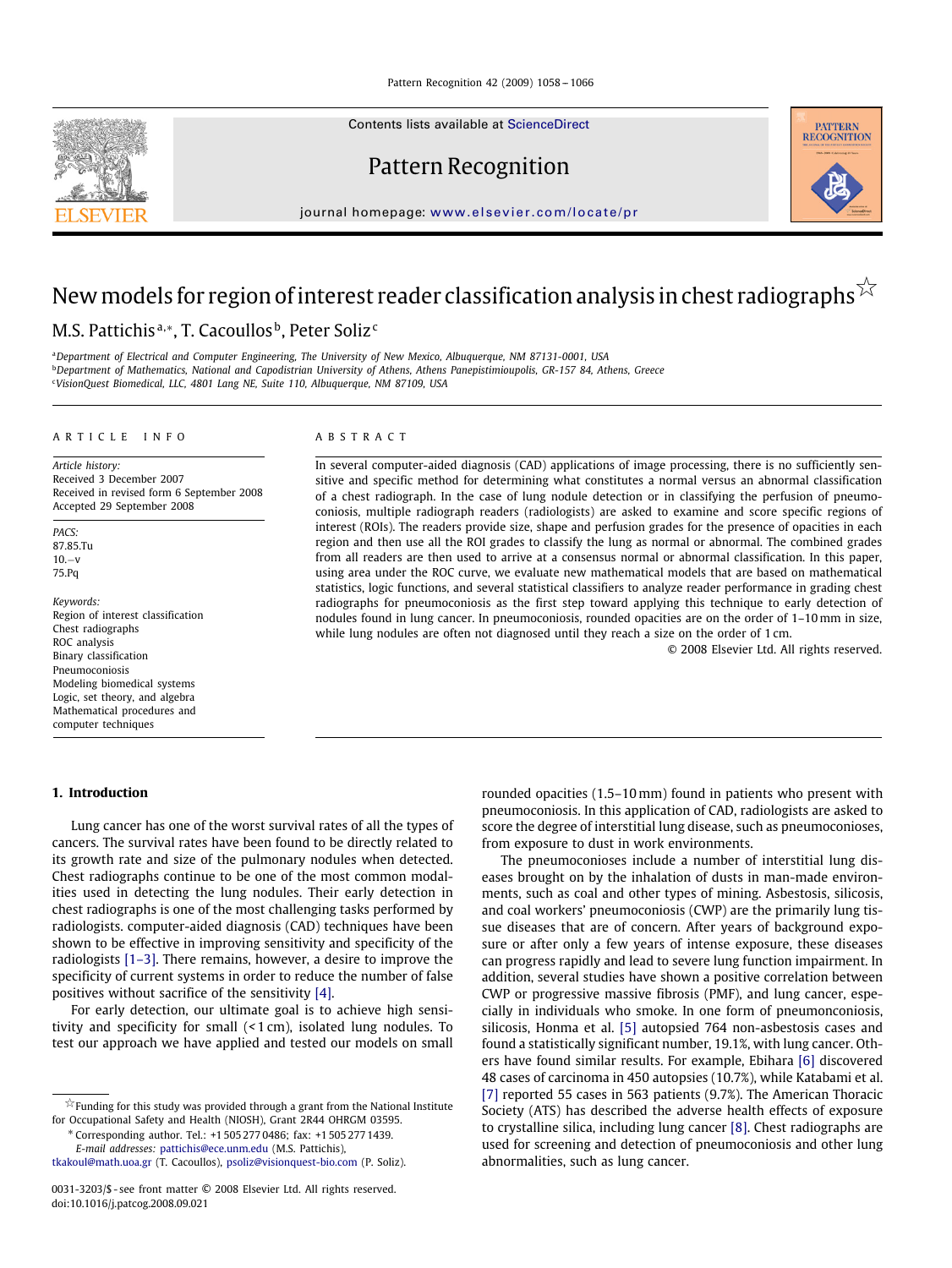Contents lists available at ScienceDirect

# Pattern Recognition

journal homepage: www.elsevier.com/locate/pr

# New models for region of interest reader classification analysis in chest radiographs ☆

M.S. Pattichis [a,*], T. Cacoullos [b], Peter Soliz [c]

[a] Department of Electrical and Computer Engineering, The University of New Mexico, Albuquerque, NM 87131-0001, USA
[b] Department of Mathematics, National and Capodistrian University of Athens, Athens Panepistimioupolis, GR-157 84, Athens, Greece
[c] VisionQuest Biomedical, LLC, 4801 Lang NE, Suite 110, Albuquerque, NM 87109, USA

ARTICLE INFO

*Article history:*
Received 3 December 2007
Received in revised form 6 September 2008
Accepted 29 September 2008

*PACS:*
87.85.Tu
10.−v
75.Pq

*Keywords:*
Region of interest classification
Chest radiographs
ROC analysis
Binary classification
Pneumoconiosis
Modeling biomedical systems
Logic, set theory, and algebra
Mathematical procedures and computer techniques

ABSTRACT

In several computer-aided diagnosis (CAD) applications of image processing, there is no sufficiently sensitive and specific method for determining what constitutes a normal versus an abnormal classification of a chest radiograph. In the case of lung nodule detection or in classifying the perfusion of pneumoconiosis, multiple radiograph readers (radiologists) are asked to examine and score specific regions of interest (ROIs). The readers provide size, shape and perfusion grades for the presence of opacities in each region and then use all the ROI grades to classify the lung as normal or abnormal. The combined grades from all readers are then used to arrive at a consensus normal or abnormal classification. In this paper, using area under the ROC curve, we evaluate new mathematical models that are based on mathematical statistics, logic functions, and several statistical classifiers to analyze reader performance in grading chest radiographs for pneumoconiosis as the first step toward applying this technique to early detection of nodules found in lung cancer. In pneumoconiosis, rounded opacities are on the order of 1–10 mm in size, while lung nodules are often not diagnosed until they reach a size on the order of 1 cm.

© 2008 Elsevier Ltd. All rights reserved.

## 1. Introduction

Lung cancer has one of the worst survival rates of all the types of cancers. The survival rates have been found to be directly related to its growth rate and size of the pulmonary nodules when detected. Chest radiographs continue to be one of the most common modalities used in detecting the lung nodules. Their early detection in chest radiographs is one of the most challenging tasks performed by radiologists. computer-aided diagnosis (CAD) techniques have been shown to be effective in improving sensitivity and specificity of the radiologists [1–3]. There remains, however, a desire to improve the specificity of current systems in order to reduce the number of false positives without sacrifice of the sensitivity [4].

For early detection, our ultimate goal is to achieve high sensitivity and specificity for small (< 1 cm), isolated lung nodules. To test our approach we have applied and tested our models on small rounded opacities (1.5–10 mm) found in patients who present with pneumoconiosis. In this application of CAD, radiologists are asked to score the degree of interstitial lung disease, such as pneumoconioses, from exposure to dust in work environments.

The pneumoconioses include a number of interstitial lung diseases brought on by the inhalation of dusts in man-made environments, such as coal and other types of mining. Asbestosis, silicosis, and coal workers' pneumoconiosis (CWP) are the primarily lung tissue diseases that are of concern. After years of background exposure or after only a few years of intense exposure, these diseases can progress rapidly and lead to severe lung function impairment. In addition, several studies have shown a positive correlation between CWP or progressive massive fibrosis (PMF), and lung cancer, especially in individuals who smoke. In one form of pneumonconiosis, silicosis, Honma et al. [5] autopsied 764 non-asbestosis cases and found a statistically significant number, 19.1%, with lung cancer. Others have found similar results. For example, Ebihara [6] discovered 48 cases of carcinoma in 450 autopsies (10.7%), while Katabami et al. [7] reported 55 cases in 563 patients (9.7%). The American Thoracic Society (ATS) has described the adverse health effects of exposure to crystalline silica, including lung cancer [8]. Chest radiographs are used for screening and detection of pneumoconiosis and other lung abnormalities, such as lung cancer.

☆ Funding for this study was provided through a grant from the National Institute for Occupational Safety and Health (NIOSH), Grant 2R44 OHRGM 03595.

\* Corresponding author. Tel.: +1 505 277 0486; fax: +1 505 277 1439.
*E-mail addresses:* pattichis@ece.unm.edu (M.S. Pattichis), tkakoul@math.uoa.gr (T. Cacoullos), psoliz@visionquest-bio.com (P. Soliz).

0031-3203/$ - see front matter © 2008 Elsevier Ltd. All rights reserved.
doi:10.1016/j.patcog.2008.09.021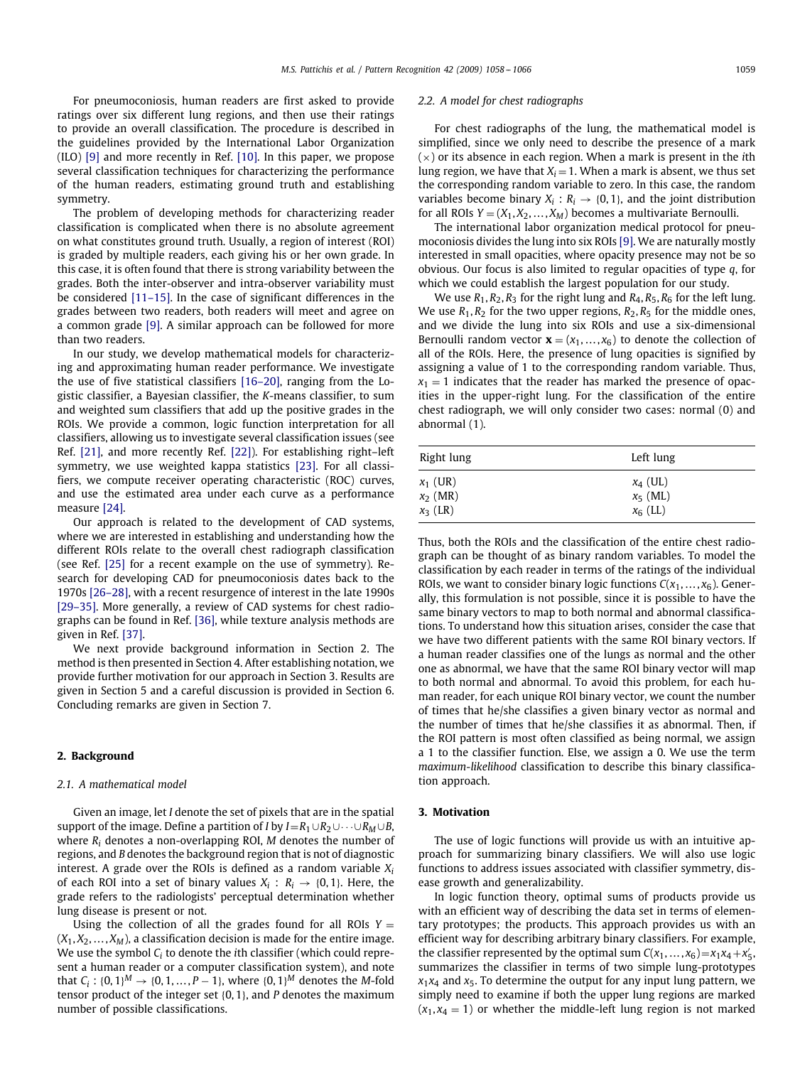For pneumoconiosis, human readers are first asked to provide ratings over six different lung regions, and then use their ratings to provide an overall classification. The procedure is described in the guidelines provided by the International Labor Organization (ILO) [9] and more recently in Ref. [10]. In this paper, we propose several classification techniques for characterizing the performance of the human readers, estimating ground truth and establishing symmetry.

The problem of developing methods for characterizing reader classification is complicated when there is no absolute agreement on what constitutes ground truth. Usually, a region of interest (ROI) is graded by multiple readers, each giving his or her own grade. In this case, it is often found that there is strong variability between the grades. Both the inter-observer and intra-observer variability must be considered [11–15]. In the case of significant differences in the grades between two readers, both readers will meet and agree on a common grade [9]. A similar approach can be followed for more than two readers.

In our study, we develop mathematical models for characterizing and approximating human reader performance. We investigate the use of five statistical classifiers [16–20], ranging from the Logistic classifier, a Bayesian classifier, the *K*-means classifier, to sum and weighted sum classifiers that add up the positive grades in the ROIs. We provide a common, logic function interpretation for all classifiers, allowing us to investigate several classification issues (see Ref. [21], and more recently Ref. [22]). For establishing right–left symmetry, we use weighted kappa statistics [23]. For all classifiers, we compute receiver operating characteristic (ROC) curves, and use the estimated area under each curve as a performance measure [24].

Our approach is related to the development of CAD systems, where we are interested in establishing and understanding how the different ROIs relate to the overall chest radiograph classification (see Ref. [25] for a recent example on the use of symmetry). Research for developing CAD for pneumoconiosis dates back to the 1970s [26–28], with a recent resurgence of interest in the late 1990s [29–35]. More generally, a review of CAD systems for chest radiographs can be found in Ref. [36], while texture analysis methods are given in Ref. [37].

We next provide background information in Section 2. The method is then presented in Section 4. After establishing notation, we provide further motivation for our approach in Section 3. Results are given in Section 5 and a careful discussion is provided in Section 6. Concluding remarks are given in Section 7.

## 2. Background

### 2.1. A mathematical model

Given an image, let $I$ denote the set of pixels that are in the spatial support of the image. Define a partition of $I$ by $I = R_1 \cup R_2 \cup \cdots \cup R_M \cup B$, where $R_i$ denotes a non-overlapping ROI, $M$ denotes the number of regions, and $B$ denotes the background region that is not of diagnostic interest. A grade over the ROIs is defined as a random variable $X_i$ of each ROI into a set of binary values $X_i : R_i \rightarrow \{0, 1\}$. Here, the grade refers to the radiologists' perceptual determination whether lung disease is present or not.

Using the collection of all the grades found for all ROIs $Y = (X_1, X_2, \ldots, X_M)$, a classification decision is made for the entire image. We use the symbol $C_i$ to denote the $i$th classifier (which could represent a human reader or a computer classification system), and note that $C_i : \{0, 1\}^M \rightarrow \{0, 1, \ldots, P-1\}$, where $\{0, 1\}^M$ denotes the $M$-fold tensor product of the integer set $\{0, 1\}$, and $P$ denotes the maximum number of possible classifications.

### 2.2. A model for chest radiographs

For chest radiographs of the lung, the mathematical model is simplified, since we only need to describe the presence of a mark $(\times)$ or its absence in each region. When a mark is present in the $i$th lung region, we have that $X_i = 1$. When a mark is absent, we thus set the corresponding random variable to zero. In this case, the random variables become binary $X_i : R_i \rightarrow \{0, 1\}$, and the joint distribution for all ROIs $Y = (X_1, X_2, \ldots, X_M)$ becomes a multivariate Bernoulli.

The international labor organization medical protocol for pneumoconiosis divides the lung into six ROIs [9]. We are naturally mostly interested in small opacities, where opacity presence may not be so obvious. Our focus is also limited to regular opacities of type $q$, for which we could establish the largest population for our study.

We use $R_1, R_2, R_3$ for the right lung and $R_4, R_5, R_6$ for the left lung. We use $R_1, R_2$ for the two upper regions, $R_2, R_5$ for the middle ones, and we divide the lung into six ROIs and use a six-dimensional Bernoulli random vector $\mathbf{x} = (x_1, \ldots, x_6)$ to denote the collection of all of the ROIs. Here, the presence of lung opacities is signified by assigning a value of 1 to the corresponding random variable. Thus, $x_1 = 1$ indicates that the reader has marked the presence of opacities in the upper-right lung. For the classification of the entire chest radiograph, we will only consider two cases: normal (0) and abnormal (1).

| Right lung | Left lung |
|---|---|
| $x_1$ (UR) | $x_4$ (UL) |
| $x_2$ (MR) | $x_5$ (ML) |
| $x_3$ (LR) | $x_6$ (LL) |

Thus, both the ROIs and the classification of the entire chest radiograph can be thought of as binary random variables. To model the classification by each reader in terms of the ratings of the individual ROIs, we want to consider binary logic functions $C(x_1, \ldots, x_6)$. Generally, this formulation is not possible, since it is possible to have the same binary vectors to map to both normal and abnormal classifications. To understand how this situation arises, consider the case that we have two different patients with the same ROI binary vectors. If a human reader classifies one of the lungs as normal and the other one as abnormal, we have that the same ROI binary vector will map to both normal and abnormal. To avoid this problem, for each human reader, for each unique ROI binary vector, we count the number of times that he/she classifies a given binary vector as normal and the number of times that he/she classifies it as abnormal. Then, if the ROI pattern is most often classified as being normal, we assign a 1 to the classifier function. Else, we assign a 0. We use the term *maximum-likelihood* classification to describe this binary classification approach.

## 3. Motivation

The use of logic functions will provide us with an intuitive approach for summarizing binary classifiers. We will also use logic functions to address issues associated with classifier symmetry, disease growth and generalizability.

In logic function theory, optimal sums of products provide us with an efficient way of describing the data set in terms of elementary prototypes; the products. This approach provides us with an efficient way for describing arbitrary binary classifiers. For example, the classifier represented by the optimal sum $C(x_1, \ldots, x_6) = x_1 x_4 + x_5'$, summarizes the classifier in terms of two simple lung-prototypes $x_1 x_4$ and $x_5$. To determine the output for any input lung pattern, we simply need to examine if both the upper lung regions are marked $(x_1, x_4 = 1)$ or whether the middle-left lung region is not marked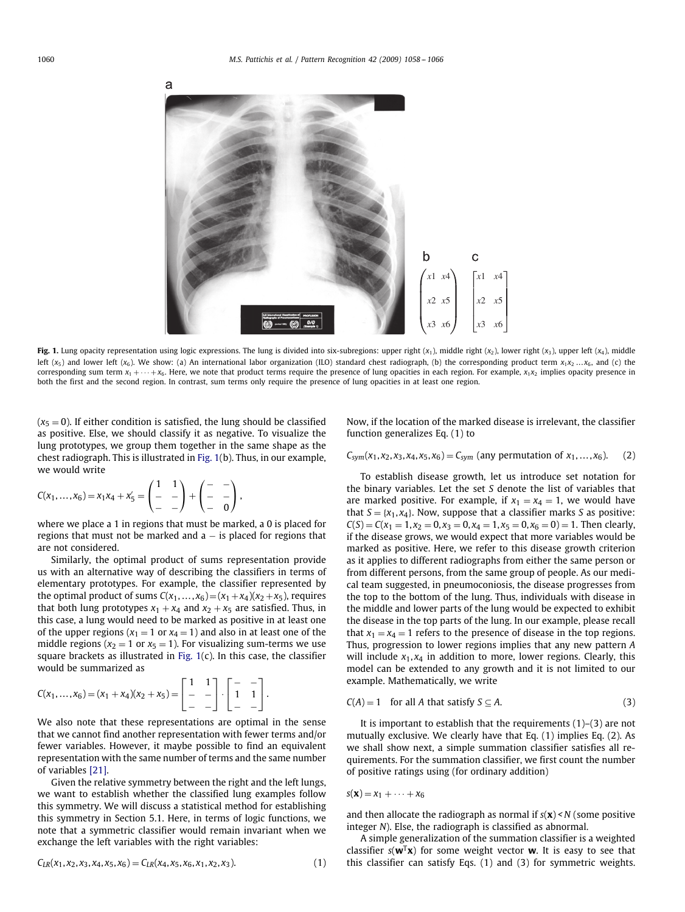Fig. 1. Lung opacity representation using logic expressions. The lung is divided into six-subregions: upper right ($x_1$), middle right ($x_2$), lower right ($x_3$), upper left ($x_4$), middle left ($x_5$) and lower left ($x_6$). We show: (a) An international labor organization (ILO) standard chest radiograph, (b) the corresponding product term $x_1 x_2 \ldots x_6$, and (c) the corresponding sum term $x_1 + \cdots + x_6$. Here, we note that product terms require the presence of lung opacities in each region. For example, $x_1 x_2$ implies opacity presence in both the first and the second region. In contrast, sum terms only require the presence of lung opacities in at least one region.

($x_5 = 0$). If either condition is satisfied, the lung should be classified as positive. Else, we should classify it as negative. To visualize the lung prototypes, we group them together in the same shape as the chest radiograph. This is illustrated in Fig. 1(b). Thus, in our example, we would write

$$C(x_1, \ldots, x_6) = x_1 x_4 + x_5' = \begin{pmatrix} 1 & 1 \\ - & - \\ - & - \end{pmatrix} + \begin{pmatrix} - & - \\ - & - \\ - & 0 \end{pmatrix},$$

where we place a 1 in regions that must be marked, a 0 is placed for regions that must not be marked and a $-$ is placed for regions that are not considered.

Similarly, the optimal product of sums representation provide us with an alternative way of describing the classifiers in terms of elementary prototypes. For example, the classifier represented by the optimal product of sums $C(x_1, \ldots, x_6) = (x_1 + x_4)(x_2 + x_5)$, requires that both lung prototypes $x_1 + x_4$ and $x_2 + x_5$ are satisfied. Thus, in this case, a lung would need to be marked as positive in at least one of the upper regions ($x_1 = 1$ or $x_4 = 1$) and also in at least one of the middle regions ($x_2 = 1$ or $x_5 = 1$). For visualizing sum-terms we use square brackets as illustrated in Fig. 1(c). In this case, the classifier would be summarized as

$$C(x_1, \ldots, x_6) = (x_1 + x_4)(x_2 + x_5) = \begin{bmatrix} 1 & 1 \\ - & - \\ - & - \end{bmatrix} \cdot \begin{bmatrix} - & - \\ 1 & 1 \\ - & - \end{bmatrix}.$$

We also note that these representations are optimal in the sense that we cannot find another representation with fewer terms and/or fewer variables. However, it maybe possible to find an equivalent representation with the same number of terms and the same number of variables [21].

Given the relative symmetry between the right and the left lungs, we want to establish whether the classified lung examples follow this symmetry. We will discuss a statistical method for establishing this symmetry in Section 5.1. Here, in terms of logic functions, we note that a symmetric classifier would remain invariant when we exchange the left variables with the right variables:

$$C_{LR}(x_1, x_2, x_3, x_4, x_5, x_6) = C_{LR}(x_4, x_5, x_6, x_1, x_2, x_3). \tag{1}$$

Now, if the location of the marked disease is irrelevant, the classifier function generalizes Eq. (1) to

$$C_{sym}(x_1, x_2, x_3, x_4, x_5, x_6) = C_{sym} \text{ (any permutation of } x_1, \ldots, x_6). \tag{2}$$

To establish disease growth, let us introduce set notation for the binary variables. Let the set $S$ denote the list of variables that are marked positive. For example, if $x_1 = x_4 = 1$, we would have that $S = \{x_1, x_4\}$. Now, suppose that a classifier marks $S$ as positive: $C(S) = C(x_1 = 1, x_2 = 0, x_3 = 0, x_4 = 1, x_5 = 0, x_6 = 0) = 1$. Then clearly, if the disease grows, we would expect that more variables would be marked as positive. Here, we refer to this disease growth criterion as it applies to different radiographs from either the same person or from different persons, from the same group of people. As our medical team suggested, in pneumoconiosis, the disease progresses from the top to the bottom of the lung. Thus, individuals with disease in the middle and lower parts of the lung would be expected to exhibit the disease in the top parts of the lung. In our example, please recall that $x_1 = x_4 = 1$ refers to the presence of disease in the top regions. Thus, progression to lower regions implies that any new pattern $A$ will include $x_1, x_4$ in addition to more, lower regions. Clearly, this model can be extended to any growth and it is not limited to our example. Mathematically, we write

$$C(A) = 1 \quad \text{for all } A \text{ that satisfy } S \subseteq A. \tag{3}$$

It is important to establish that the requirements (1)–(3) are not mutually exclusive. We clearly have that Eq. (1) implies Eq. (2). As we shall show next, a simple summation classifier satisfies all requirements. For the summation classifier, we first count the number of positive ratings using (for ordinary addition)

$$s(\mathbf{x}) = x_1 + \cdots + x_6$$

and then allocate the radiograph as normal if $s(\mathbf{x}) < N$ (some positive integer $N$). Else, the radiograph is classified as abnormal.

A simple generalization of the summation classifier is a weighted classifier $s(\mathbf{w}^T\mathbf{x})$ for some weight vector $\mathbf{w}$. It is easy to see that this classifier can satisfy Eqs. (1) and (3) for symmetric weights.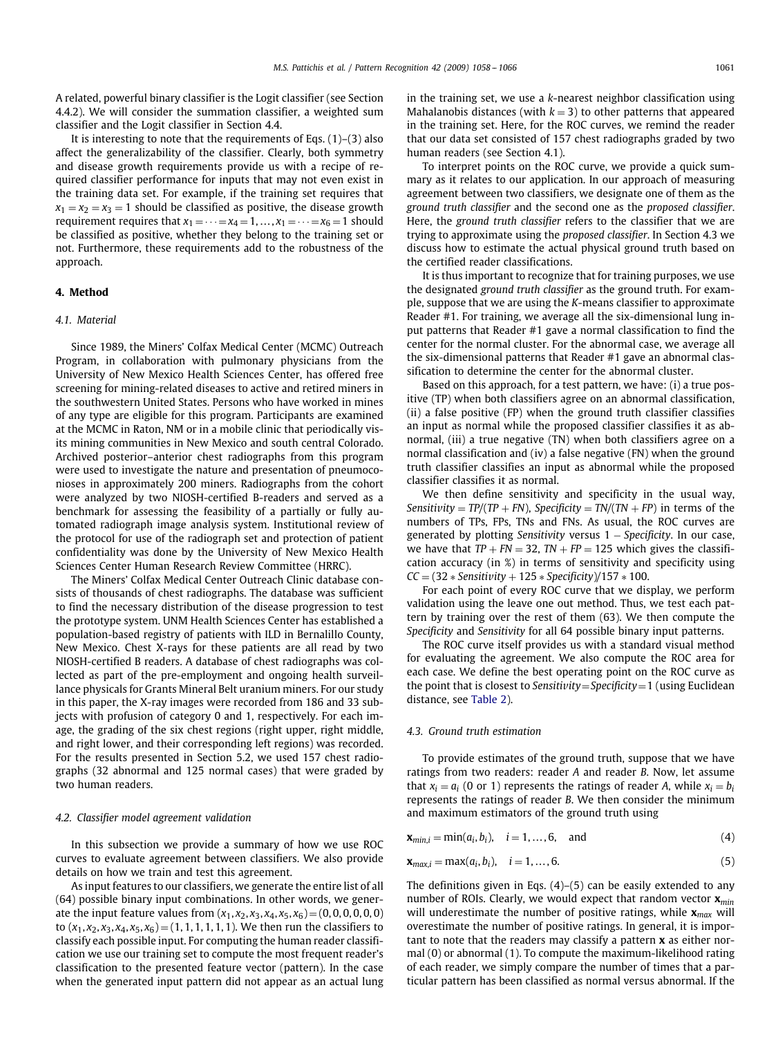A related, powerful binary classifier is the Logit classifier (see Section 4.4.2). We will consider the summation classifier, a weighted sum classifier and the Logit classifier in Section 4.4.

It is interesting to note that the requirements of Eqs. (1)–(3) also affect the generalizability of the classifier. Clearly, both symmetry and disease growth requirements provide us with a recipe of required classifier performance for inputs that may not even exist in the training data set. For example, if the training set requires that $x_1 = x_2 = x_3 = 1$ should be classified as positive, the disease growth requirement requires that $x_1 = \cdots = x_4 = 1, \ldots, x_1 = \cdots = x_6 = 1$ should be classified as positive, whether they belong to the training set or not. Furthermore, these requirements add to the robustness of the approach.

## 4. Method

### 4.1. Material

Since 1989, the Miners' Colfax Medical Center (MCMC) Outreach Program, in collaboration with pulmonary physicians from the University of New Mexico Health Sciences Center, has offered free screening for mining-related diseases to active and retired miners in the southwestern United States. Persons who have worked in mines of any type are eligible for this program. Participants are examined at the MCMC in Raton, NM or in a mobile clinic that periodically visits mining communities in New Mexico and south central Colorado. Archived posterior–anterior chest radiographs from this program were used to investigate the nature and presentation of pneumoconioses in approximately 200 miners. Radiographs from the cohort were analyzed by two NIOSH-certified B-readers and served as a benchmark for assessing the feasibility of a partially or fully automated radiograph image analysis system. Institutional review of the protocol for use of the radiograph set and protection of patient confidentiality was done by the University of New Mexico Health Sciences Center Human Research Review Committee (HRRC).

The Miners' Colfax Medical Center Outreach Clinic database consists of thousands of chest radiographs. The database was sufficient to find the necessary distribution of the disease progression to test the prototype system. UNM Health Sciences Center has established a population-based registry of patients with ILD in Bernalillo County, New Mexico. Chest X-rays for these patients are all read by two NIOSH-certified B readers. A database of chest radiographs was collected as part of the pre-employment and ongoing health surveillance physicals for Grants Mineral Belt uranium miners. For our study in this paper, the X-ray images were recorded from 186 and 33 subjects with profusion of category 0 and 1, respectively. For each image, the grading of the six chest regions (right upper, right middle, and right lower, and their corresponding left regions) was recorded. For the results presented in Section 5.2, we used 157 chest radiographs (32 abnormal and 125 normal cases) that were graded by two human readers.

### 4.2. Classifier model agreement validation

In this subsection we provide a summary of how we use ROC curves to evaluate agreement between classifiers. We also provide details on how we train and test this agreement.

As input features to our classifiers, we generate the entire list of all (64) possible binary input combinations. In other words, we generate the input feature values from $(x_1, x_2, x_3, x_4, x_5, x_6) = (0, 0, 0, 0, 0, 0)$ to $(x_1, x_2, x_3, x_4, x_5, x_6) = (1, 1, 1, 1, 1, 1)$. We then run the classifiers to classify each possible input. For computing the human reader classification we use our training set to compute the most frequent reader's classification to the presented feature vector (pattern). In the case when the generated input pattern did not appear as an actual lung in the training set, we use a $k$-nearest neighbor classification using Mahalanobis distances (with $k = 3$) to other patterns that appeared in the training set. Here, for the ROC curves, we remind the reader that our data set consisted of 157 chest radiographs graded by two human readers (see Section 4.1).

To interpret points on the ROC curve, we provide a quick summary as it relates to our application. In our approach of measuring agreement between two classifiers, we designate one of them as the *ground truth classifier* and the second one as the *proposed classifier*. Here, the *ground truth classifier* refers to the classifier that we are trying to approximate using the *proposed classifier*. In Section 4.3 we discuss how to estimate the actual physical ground truth based on the certified reader classifications.

It is thus important to recognize that for training purposes, we use the designated *ground truth classifier* as the ground truth. For example, suppose that we are using the *K*-means classifier to approximate Reader #1. For training, we average all the six-dimensional lung input patterns that Reader #1 gave a normal classification to find the center for the normal cluster. For the abnormal case, we average all the six-dimensional patterns that Reader #1 gave an abnormal classification to determine the center for the abnormal cluster.

Based on this approach, for a test pattern, we have: (i) a true positive (TP) when both classifiers agree on an abnormal classification, (ii) a false positive (FP) when the ground truth classifier classifies an input as normal while the proposed classifier classifies it as abnormal, (iii) a true negative (TN) when both classifiers agree on a normal classification and (iv) a false negative (FN) when the ground truth classifier classifies an input as abnormal while the proposed classifier classifies it as normal.

We then define sensitivity and specificity in the usual way, $Sensitivity = TP/(TP + FN)$, $Specificity = TN/(TN + FP)$ in terms of the numbers of TPs, FPs, TNs and FNs. As usual, the ROC curves are generated by plotting *Sensitivity* versus $1 - Specificity$. In our case, we have that $TP + FN = 32$, $TN + FP = 125$ which gives the classification accuracy (in %) in terms of sensitivity and specificity using $CC = (32 * Sensitivity + 125 * Specificity)/157 * 100$.

For each point of every ROC curve that we display, we perform validation using the leave one out method. Thus, we test each pattern by training over the rest of them (63). We then compute the *Specificity* and *Sensitivity* for all 64 possible binary input patterns.

The ROC curve itself provides us with a standard visual method for evaluating the agreement. We also compute the ROC area for each case. We define the best operating point on the ROC curve as the point that is closest to $Sensitivity = Specificity = 1$ (using Euclidean distance, see Table 2).

### 4.3. Ground truth estimation

To provide estimates of the ground truth, suppose that we have ratings from two readers: reader *A* and reader *B*. Now, let assume that $x_i = a_i$ (0 or 1) represents the ratings of reader *A*, while $x_i = b_i$ represents the ratings of reader *B*. We then consider the minimum and maximum estimators of the ground truth using

$$\mathbf{x}_{min,i} = \min(a_i, b_i), \quad i = 1, \ldots, 6, \quad \text{and} \tag{4}$$

$$\mathbf{x}_{max,i} = \max(a_i, b_i), \quad i = 1, \ldots, 6. \tag{5}$$

The definitions given in Eqs. (4)–(5) can be easily extended to any number of ROIs. Clearly, we would expect that random vector $\mathbf{x}_{min}$ will underestimate the number of positive ratings, while $\mathbf{x}_{max}$ will overestimate the number of positive ratings. In general, it is important to note that the readers may classify a pattern $\mathbf{x}$ as either normal (0) or abnormal (1). To compute the maximum-likelihood rating of each reader, we simply compare the number of times that a particular pattern has been classified as normal versus abnormal. If the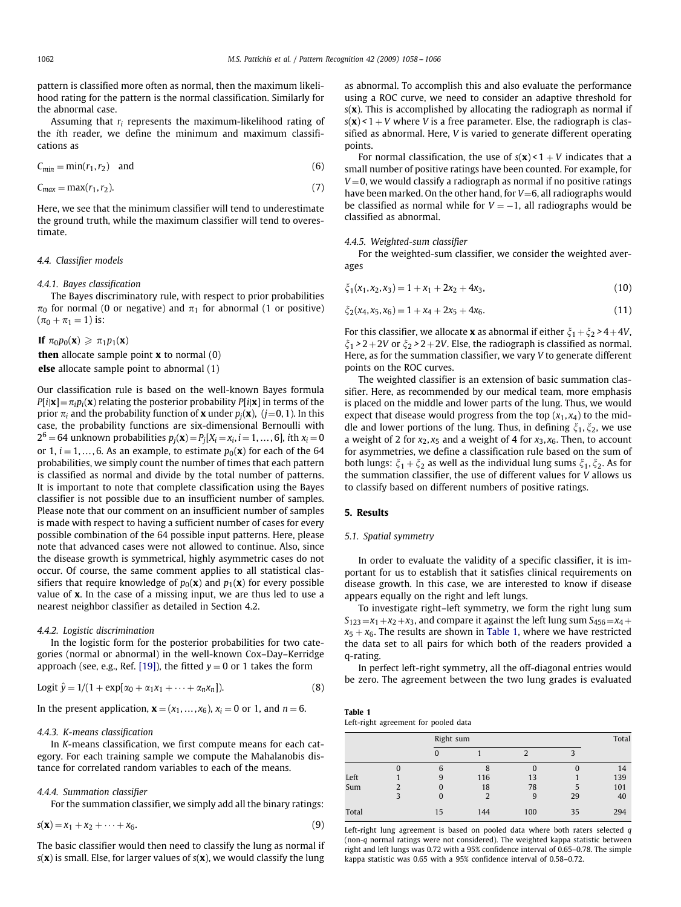pattern is classified more often as normal, then the maximum likelihood rating for the pattern is the normal classification. Similarly for the abnormal case.

Assuming that $r_i$ represents the maximum-likelihood rating of the $i$th reader, we define the minimum and maximum classifications as

$$C_{min} = \min(r_1, r_2) \quad \text{and} \tag{6}$$

$$C_{max} = \max(r_1, r_2). \tag{7}$$

Here, we see that the minimum classifier will tend to underestimate the ground truth, while the maximum classifier will tend to overestimate.

### 4.4. Classifier models

#### 4.4.1. Bayes classification

The Bayes discriminatory rule, with respect to prior probabilities $\pi_0$ for normal (0 or negative) and $\pi_1$ for abnormal (1 or positive) $(\pi_0 + \pi_1 = 1)$ is:

**If** $\pi_0 p_0(\mathbf{x}) \geqslant \pi_1 p_1(\mathbf{x})$
**then** allocate sample point $\mathbf{x}$ to normal (0)
**else** allocate sample point to abnormal (1)

Our classification rule is based on the well-known Bayes formula $P[i|\mathbf{x}] = \pi_i p_i(\mathbf{x})$ relating the posterior probability $P[i|\mathbf{x}]$ in terms of the prior $\pi_i$ and the probability function of $\mathbf{x}$ under $p_j(\mathbf{x})$, $(j=0,1)$. In this case, the probability functions are six-dimensional Bernoulli with $2^6 = 64$ unknown probabilities $p_j(\mathbf{x}) = P_j[X_i = x_i, i = 1, \ldots, 6]$, $i$th $x_i = 0$ or 1, $i = 1, \ldots, 6$. As an example, to estimate $p_0(\mathbf{x})$ for each of the 64 probabilities, we simply count the number of times that each pattern is classified as normal and divide by the total number of patterns. It is important to note that complete classification using the Bayes classifier is not possible due to an insufficient number of samples. Please note that our comment on an insufficient number of samples is made with respect to having a sufficient number of cases for every possible combination of the 64 possible input patterns. Here, please note that advanced cases were not allowed to continue. Also, since the disease growth is symmetrical, highly asymmetric cases do not occur. Of course, the same comment applies to all statistical classifiers that require knowledge of $p_0(\mathbf{x})$ and $p_1(\mathbf{x})$ for every possible value of $\mathbf{x}$. In the case of a missing input, we are thus led to use a nearest neighbor classifier as detailed in Section 4.2.

#### 4.4.2. Logistic discrimination

In the logistic form for the posterior probabilities for two categories (normal or abnormal) in the well-known Cox–Day–Kerridge approach (see, e.g., Ref. [19]), the fitted $y = 0$ or 1 takes the form

$$\text{Logit } \hat{y} = 1/(1 + \exp[\alpha_0 + \alpha_1 x_1 + \cdots + \alpha_n x_n]). \tag{8}$$

In the present application, $\mathbf{x} = (x_1, \ldots, x_6)$, $x_i = 0$ or 1, and $n = 6$.

#### 4.4.3. K-means classification

In K-means classification, we first compute means for each category. For each training sample we compute the Mahalanobis distance for correlated random variables to each of the means.

#### 4.4.4. Summation classifier

For the summation classifier, we simply add all the binary ratings:

$$s(\mathbf{x}) = x_1 + x_2 + \cdots + x_6. \tag{9}$$

The basic classifier would then need to classify the lung as normal if $s(\mathbf{x})$ is small. Else, for larger values of $s(\mathbf{x})$, we would classify the lung as abnormal. To accomplish this and also evaluate the performance using a ROC curve, we need to consider an adaptive threshold for $s(\mathbf{x})$. This is accomplished by allocating the radiograph as normal if $s(\mathbf{x}) < 1 + V$ where $V$ is a free parameter. Else, the radiograph is classified as abnormal. Here, $V$ is varied to generate different operating points.

For normal classification, the use of $s(\mathbf{x}) < 1 + V$ indicates that a small number of positive ratings have been counted. For example, for $V = 0$, we would classify a radiograph as normal if no positive ratings have been marked. On the other hand, for $V = 6$, all radiographs would be classified as normal while for $V = -1$, all radiographs would be classified as abnormal.

#### 4.4.5. Weighted-sum classifier

For the weighted-sum classifier, we consider the weighted averages

$$\xi_1(x_1, x_2, x_3) = 1 + x_1 + 2x_2 + 4x_3, \tag{10}$$

$$\xi_2(x_4, x_5, x_6) = 1 + x_4 + 2x_5 + 4x_6. \tag{11}$$

For this classifier, we allocate $\mathbf{x}$ as abnormal if either $\xi_1 + \xi_2 > 4 + 4V$, $\xi_1 > 2 + 2V$ or $\xi_2 > 2 + 2V$. Else, the radiograph is classified as normal. Here, as for the summation classifier, we vary $V$ to generate different points on the ROC curves.

The weighted classifier is an extension of basic summation classifier. Here, as recommended by our medical team, more emphasis is placed on the middle and lower parts of the lung. Thus, we would expect that disease would progress from the top $(x_1, x_4)$ to the middle and lower portions of the lung. Thus, in defining $\xi_1, \xi_2$, we use a weight of 2 for $x_2, x_5$ and a weight of 4 for $x_3, x_6$. Then, to account for asymmetries, we define a classification rule based on the sum of both lungs: $\xi_1 + \xi_2$ as well as the individual lung sums $\xi_1, \xi_2$. As for the summation classifier, the use of different values for $V$ allows us to classify based on different numbers of positive ratings.

## 5. Results

### 5.1. Spatial symmetry

In order to evaluate the validity of a specific classifier, it is important for us to establish that it satisfies clinical requirements on disease growth. In this case, we are interested to know if disease appears equally on the right and left lungs.

To investigate right–left symmetry, we form the right lung sum $S_{123} = x_1 + x_2 + x_3$, and compare it against the left lung sum $S_{456} = x_4 + x_5 + x_6$. The results are shown in Table 1, where we have restricted the data set to all pairs for which both of the readers provided a q-rating.

In perfect left-right symmetry, all the off-diagonal entries would be zero. The agreement between the two lung grades is evaluated

**Table 1**
Left-right agreement for pooled data

| | | Right sum | | | | Total |
|---|---|---|---|---|---|---|
| | | 0 | 1 | 2 | 3 | |
| Left Sum | 0 | 6 | 8 | 0 | 0 | 14 |
| | 1 | 9 | 116 | 13 | 1 | 139 |
| | 2 | 0 | 18 | 78 | 5 | 101 |
| | 3 | 0 | 2 | 9 | 29 | 40 |
| Total | | 15 | 144 | 100 | 35 | 294 |

Left-right lung agreement is based on pooled data where both raters selected $q$ (non-$q$ normal ratings were not considered). The weighted kappa statistic between right and left lungs was 0.72 with a 95% confidence interval of 0.65–0.78. The simple kappa statistic was 0.65 with a 95% confidence interval of 0.58–0.72.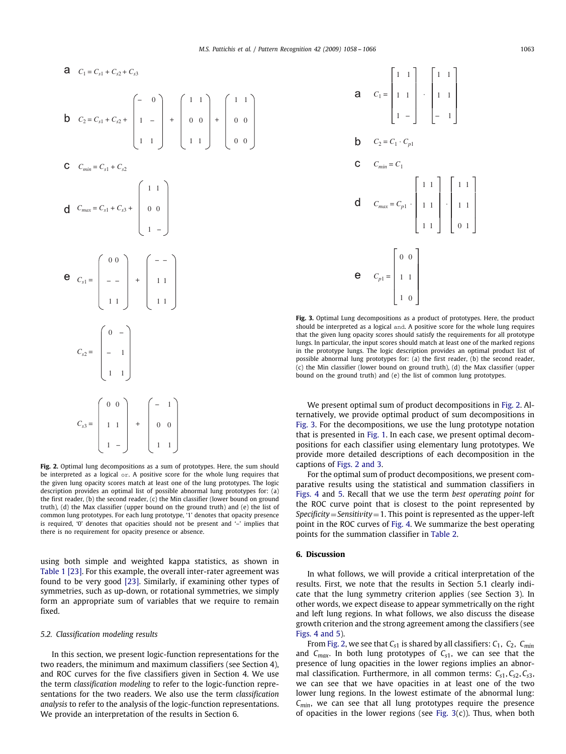a $C_1 = C_{s1} + C_{s2} + C_{s3}$

b $C_2 = C_{s1} + C_{s2} + \begin{pmatrix} - & 0 \\ 1 & - \\ 1 & 1 \end{pmatrix} + \begin{pmatrix} 1 & 1 \\ 0 & 0 \\ 1 & 1 \end{pmatrix} + \begin{pmatrix} 1 & 1 \\ 0 & 0 \\ 0 & 0 \end{pmatrix}$

c $C_{min} = C_{s1} + C_{s2}$

d $C_{max} = C_{s1} + C_{s3} + \begin{pmatrix} 1 & 1 \\ 0 & 0 \\ 1 & - \end{pmatrix}$

e $C_{s1} = \begin{pmatrix} 0 & 0 \\ - & - \\ 1 & 1 \end{pmatrix} + \begin{pmatrix} - & - \\ 1 & 1 \\ 1 & 1 \end{pmatrix}$

$C_{s2} = \begin{pmatrix} 0 & - \\ - & 1 \\ 1 & 1 \end{pmatrix}$

$C_{s3} = \begin{pmatrix} 0 & 0 \\ 1 & 1 \\ 1 & - \end{pmatrix} + \begin{pmatrix} - & 1 \\ 0 & 0 \\ 1 & 1 \end{pmatrix}$

**Fig. 2.** Optimal lung decompositions as a sum of prototypes. Here, the sum should be interpreted as a logical `or`. A positive score for the whole lung requires that the given lung opacity scores match at least one of the lung prototypes. The logic description provides an optimal list of possible abnormal lung prototypes for: (a) the first reader, (b) the second reader, (c) the Min classifier (lower bound on ground truth), (d) the Max classifier (upper bound on the ground truth) and (e) the list of common lung prototypes. For each lung prototype, '1' denotes that opacity presence is required, '0' denotes that opacities should not be present and '–' implies that there is no requirement for opacity presence or absence.

a $C_1 = \begin{bmatrix} 1 & 1 \\ 1 & 1 \\ 1 & - \end{bmatrix} \cdot \begin{bmatrix} 1 & 1 \\ 1 & 1 \\ - & 1 \end{bmatrix}$

b $C_2 = C_1 \cdot C_{p1}$

c $C_{min} = C_1$

d $C_{max} = C_{p1} \cdot \begin{bmatrix} 1 & 1 \\ 1 & 1 \\ 1 & 1 \end{bmatrix} \cdot \begin{bmatrix} 1 & 1 \\ 1 & 1 \\ 0 & 1 \end{bmatrix}$

e $C_{p1} = \begin{bmatrix} 0 & 0 \\ 1 & 1 \\ 1 & 0 \end{bmatrix}$

**Fig. 3.** Optimal Lung decompositions as a product of prototypes. Here, the product should be interpreted as a logical `and`. A positive score for the whole lung requires that the given lung opacity scores should satisfy the requirements for all prototype lungs. In particular, the input scores should match at least one of the marked regions in the prototype lungs. The logic description provides an optimal product list of possible abnormal lung prototypes for: (a) the first reader, (b) the second reader, (c) the Min classifier (lower bound on ground truth), (d) the Max classifier (upper bound on the ground truth) and (e) the list of common lung prototypes.

using both simple and weighted kappa statistics, as shown in Table 1 [23]. For this example, the overall inter-rater agreement was found to be very good [23]. Similarly, if examining other types of symmetries, such as up-down, or rotational symmetries, we simply form an appropriate sum of variables that we require to remain fixed.

### 5.2. Classification modeling results

In this section, we present logic-function representations for the two readers, the minimum and maximum classifiers (see Section 4), and ROC curves for the five classifiers given in Section 4. We use the term *classification modeling* to refer to the logic-function representations for the two readers. We also use the term *classification analysis* to refer to the analysis of the logic-function representations. We provide an interpretation of the results in Section 6.

We present optimal sum of product decompositions in Fig. 2. Alternatively, we provide optimal product of sum decompositions in Fig. 3. For the decompositions, we use the lung prototype notation that is presented in Fig. 1. In each case, we present optimal decompositions for each classifier using elementary lung prototypes. We provide more detailed descriptions of each decomposition in the captions of Figs. 2 and 3.

For the optimal sum of product decompositions, we present comparative results using the statistical and summation classifiers in Figs. 4 and 5. Recall that we use the term *best operating point* for the ROC curve point that is closest to the point represented by *Specificity* = *Sensitivity* = 1. This point is represented as the upper-left point in the ROC curves of Fig. 4. We summarize the best operating points for the summation classifier in Table 2.

## 6. Discussion

In what follows, we will provide a critical interpretation of the results. First, we note that the results in Section 5.1 clearly indicate that the lung symmetry criterion applies (see Section 3). In other words, we expect disease to appear symmetrically on the right and left lung regions. In what follows, we also discuss the disease growth criterion and the strong agreement among the classifiers (see Figs. 4 and 5).

From Fig. 2, we see that $C_{s1}$ is shared by all classifiers: $C_1$, $C_2$, $C_{min}$ and $C_{max}$. In both lung prototypes of $C_{s1}$, we can see that the presence of lung opacities in the lower regions implies an abnormal classification. Furthermore, in all common terms: $C_{s1}, C_{s2}, C_{s3}$, we can see that we have opacities in at least one of the two lower lung regions. In the lowest estimate of the abnormal lung: $C_{min}$, we can see that all lung prototypes require the presence of opacities in the lower regions (see Fig. 3(c)). Thus, when both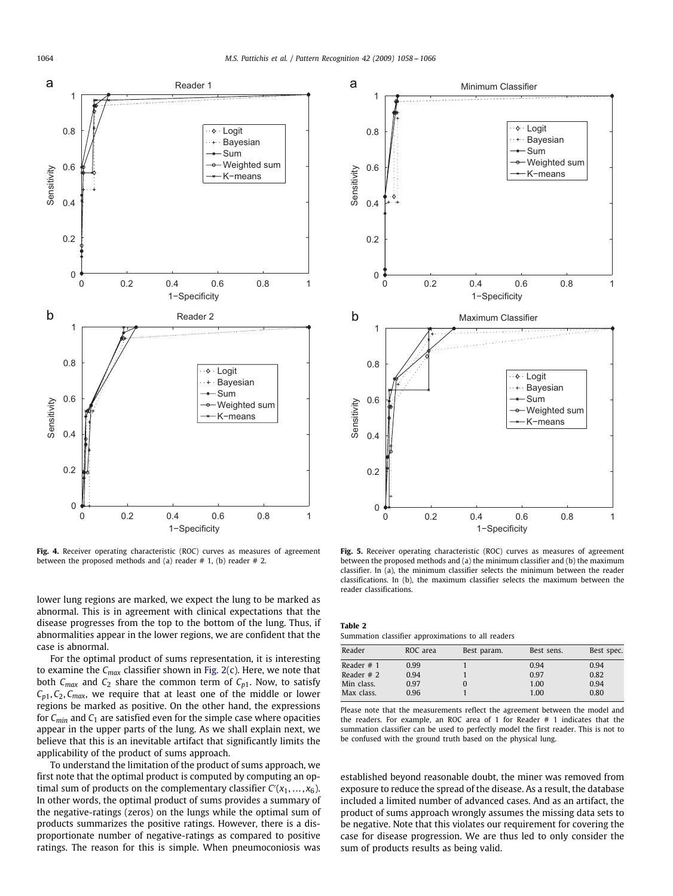Fig. 4. Receiver operating characteristic (ROC) curves as measures of agreement between the proposed methods and (a) reader # 1, (b) reader # 2.

Fig. 5. Receiver operating characteristic (ROC) curves as measures of agreement between the proposed methods and (a) the minimum classifier and (b) the maximum classifier. In (a), the minimum classifier selects the minimum between the reader classifications. In (b), the maximum classifier selects the maximum between the reader classifications.

lower lung regions are marked, we expect the lung to be marked as abnormal. This is in agreement with clinical expectations that the disease progresses from the top to the bottom of the lung. Thus, if abnormalities appear in the lower regions, we are confident that the case is abnormal.

For the optimal product of sums representation, it is interesting to examine the $C_{max}$ classifier shown in Fig. 2(c). Here, we note that both $C_{max}$ and $C_2$ share the common term of $C_{p1}$. Now, to satisfy $C_{p1}, C_2, C_{max}$, we require that at least one of the middle or lower regions be marked as positive. On the other hand, the expressions for $C_{min}$ and $C_1$ are satisfied even for the simple case where opacities appear in the upper parts of the lung. As we shall explain next, we believe that this is an inevitable artifact that significantly limits the applicability of the product of sums approach.

To understand the limitation of the product of sums approach, we first note that the optimal product is computed by computing an optimal sum of products on the complementary classifier $C'(x_1, \ldots, x_6)$. In other words, the optimal product of sums provides a summary of the negative-ratings (zeros) on the lungs while the optimal sum of products summarizes the positive ratings. However, there is a disproportionate number of negative-ratings as compared to positive ratings. The reason for this is simple. When pneumoconiosis was established beyond reasonable doubt, the miner was removed from exposure to reduce the spread of the disease. As a result, the database included a limited number of advanced cases. And as an artifact, the product of sums approach wrongly assumes the missing data sets to be negative. Note that this violates our requirement for covering the case for disease progression. We are thus led to only consider the sum of products results as being valid.

**Table 2**
Summation classifier approximations to all readers

| Reader | ROC area | Best param. | Best sens. | Best spec. |
|---|---|---|---|---|
| Reader # 1 | 0.99 | 1 | 0.94 | 0.94 |
| Reader # 2 | 0.94 | 1 | 0.97 | 0.82 |
| Min class. | 0.97 | 0 | 1.00 | 0.94 |
| Max class. | 0.96 | 1 | 1.00 | 0.80 |

Please note that the measurements reflect the agreement between the model and the readers. For example, an ROC area of 1 for Reader # 1 indicates that the summation classifier can be used to perfectly model the first reader. This is not to be confused with the ground truth based on the physical lung.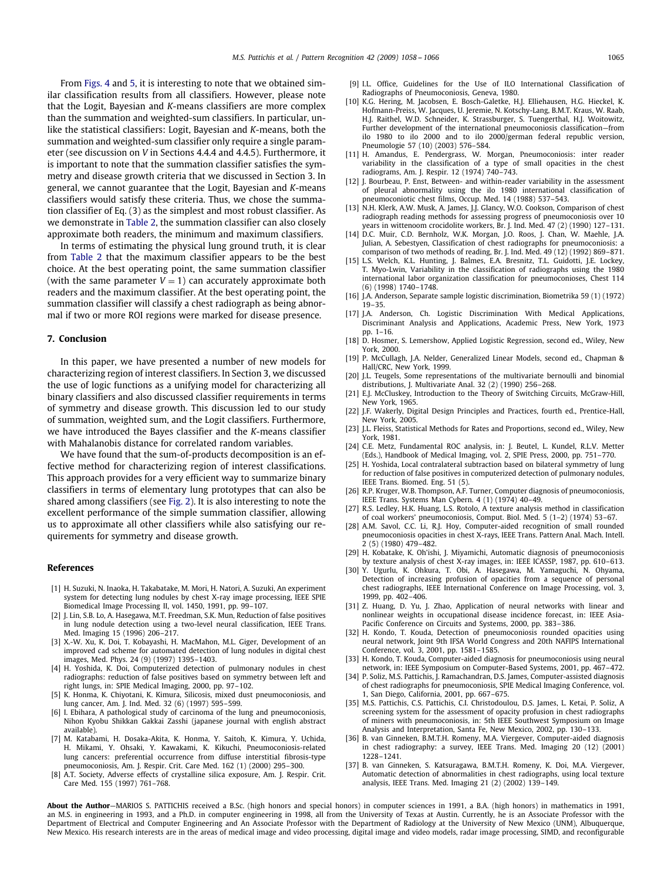From Figs. 4 and 5, it is interesting to note that we obtained similar classification results from all classifiers. However, please note that the Logit, Bayesian and $K$-means classifiers are more complex than the summation and weighted-sum classifiers. In particular, unlike the statistical classifiers: Logit, Bayesian and $K$-means, both the summation and weighted-sum classifier only require a single parameter (see discussion on $V$ in Sections 4.4.4 and 4.4.5). Furthermore, it is important to note that the summation classifier satisfies the symmetry and disease growth criteria that we discussed in Section 3. In general, we cannot guarantee that the Logit, Bayesian and $K$-means classifiers would satisfy these criteria. Thus, we chose the summation classifier of Eq. (3) as the simplest and most robust classifier. As we demonstrate in Table 2, the summation classifier can also closely approximate both readers, the minimum and maximum classifiers.

In terms of estimating the physical lung ground truth, it is clear from Table 2 that the maximum classifier appears to be the best choice. At the best operating point, the same summation classifier (with the same parameter $V = 1$) can accurately approximate both readers and the maximum classifier. At the best operating point, the summation classifier will classify a chest radiograph as being abnormal if two or more ROI regions were marked for disease presence.

## 7. Conclusion

In this paper, we have presented a number of new models for characterizing region of interest classifiers. In Section 3, we discussed the use of logic functions as a unifying model for characterizing all binary classifiers and also discussed classifier requirements in terms of symmetry and disease growth. This discussion led to our study of summation, weighted sum, and the Logit classifiers. Furthermore, we have introduced the Bayes classifier and the $K$-means classifier with Mahalanobis distance for correlated random variables.

We have found that the sum-of-products decomposition is an effective method for characterizing region of interest classifications. This approach provides for a very efficient way to summarize binary classifiers in terms of elementary lung prototypes that can also be shared among classifiers (see Fig. 2). It is also interesting to note the excellent performance of the simple summation classifier, allowing us to approximate all other classifiers while also satisfying our requirements for symmetry and disease growth.

## References

[1] H. Suzuki, N. Inaoka, H. Takabatake, M. Mori, H. Natori, A. Suzuki, An experiment system for detecting lung nodules by chest X-ray image processing, IEEE SPIE Biomedical Image Processing II, vol. 1450, 1991, pp. 99–107.

[2] J. Lin, S.B. Lo, A. Hasegawa, M.T. Freedman, S.K. Mun, Reduction of false positives in lung nodule detection using a two-level neural classification, IEEE Trans. Med. Imaging 15 (1996) 206–217.

[3] X.-W. Xu, K. Doi, T. Kobayashi, H. MacMahon, M.L. Giger, Development of an improved cad scheme for automated detection of lung nodules in digital chest images, Med. Phys. 24 (9) (1997) 1395–1403.

[4] H. Yoshida, K. Doi, Computerized detection of pulmonary nodules in chest radiographs: reduction of false positives based on symmetry between left and right lungs, in: SPIE Medical Imaging, 2000, pp. 97–102.

[5] K. Honma, K. Chiyotani, K. Kimura, Silicosis, mixed dust pneumoconiosis, and lung cancer, Am. J. Ind. Med. 32 (6) (1997) 595–599.

[6] I. Ebihara, A pathological study of carcinoma of the lung and pneumoconiosis, Nihon Kyobu Shikkan Gakkai Zasshi (japanese journal with english abstract available).

[7] M. Katabami, H. Dosaka-Akita, K. Honma, Y. Saitoh, K. Kimura, Y. Uchida, H. Mikami, Y. Ohsaki, Y. Kawakami, K. Kikuchi, Pneumoconiosis-related lung cancers: preferential occurrence from diffuse interstitial fibrosis-type pneumoconiosis, Am. J. Respir. Crit. Care Med. 162 (1) (2000) 295–300.

[8] A.T. Society, Adverse effects of crystalline silica exposure, Am. J. Respir. Crit. Care Med. 155 (1997) 761–768.

[9] I.L. Office, Guidelines for the Use of ILO International Classification of Radiographs of Pneumoconiosis, Geneva, 1980.

[10] K.G. Hering, M. Jacobsen, E. Bosch-Galetke, H.J. Elliehausen, H.G. Hieckel, K. Hofmann-Preiss, W. Jacques, U. Jeremie, N. Kotschy-Lang, B.M.T. Kraus, W. Raab, H.J. Raithel, W.D. Schneider, K. Strassburger, S. Tuengerthal, H.J. Woitowitz, Further development of the international pneumoconiosis classification—from ilo 1980 to ilo 2000 and to ilo 2000/german federal republic version, Pneumologie 57 (10) (2003) 576–584.

[11] H. Amandus, E. Pendergrass, W. Morgan, Pneumoconiosis: inter reader variability in the classification of a type of small opacities in the chest radiograms, Am. J. Respir. 12 (1974) 740–743.

[12] J. Bourbeau, P. Enst, Between- and within-reader variability in the assessment of pleural abnormality using the ilo 1980 international classification of pneumoconiotic chest films, Occup. Med. 14 (1988) 537–543.

[13] N.H. Klerk, A.W. Musk, A. James, J.J. Glancy, W.O. Cookson, Comparison of chest radiograph reading methods for assessing progress of pneumoconiosis over 10 years in wittenoom crocidolite workers, Br. J. Ind. Med. 47 (2) (1990) 127–131.

[14] D.C. Muir, C.D. Bernholz, W.K. Morgan, J.O. Roos, J. Chan, W. Maehle, J.A. Julian, A. Sebestyen, Classification of chest radiographs for pneumoconiosis: a comparison of two methods of reading, Br. J. Ind. Med. 49 (12) (1992) 869–871.

[15] L.S. Welch, K.L. Hunting, J. Balmes, E.A. Bresnitz, T.L. Guidotti, J.E. Lockey, T. Myo-Lwin, Variability in the classification of radiographs using the 1980 international labor organization classification for pneumoconioses, Chest 114 (6) (1998) 1740–1748.

[16] J.A. Anderson, Separate sample logistic discrimination, Biometrika 59 (1) (1972) 19–35.

[17] J.A. Anderson, Ch. Logistic Discrimination With Medical Applications, Discriminant Analysis and Applications, Academic Press, New York, 1973 pp. 1–16.

[18] D. Hosmer, S. Lemershow, Applied Logistic Regression, second ed., Wiley, New York, 2000.

[19] P. McCullagh, J.A. Nelder, Generalized Linear Models, second ed., Chapman & Hall/CRC, New York, 1999.

[20] J.L. Teugels, Some representations of the multivariate bernoulli and binomial distributions, J. Multivariate Anal. 32 (2) (1990) 256–268.

[21] E.J. McCluskey, Introduction to the Theory of Switching Circuits, McGraw-Hill, New York, 1965.

[22] J.F. Wakerly, Digital Design Principles and Practices, fourth ed., Prentice-Hall, New York, 2005.

[23] J.L. Fleiss, Statistical Methods for Rates and Proportions, second ed., Wiley, New York, 1981.

[24] C.E. Metz, Fundamental ROC analysis, in: J. Beutel, L. Kundel, R.L.V. Metter (Eds.), Handbook of Medical Imaging, vol. 2, SPIE Press, 2000, pp. 751–770.

[25] H. Yoshida, Local contralateral subtraction based on bilateral symmetry of lung for reduction of false positives in computerized detection of pulmonary nodules, IEEE Trans. Biomed. Eng. 51 (5).

[26] R.P. Kruger, W.B. Thompson, A.F. Turner, Computer diagnosis of pneumoconiosis, IEEE Trans. Systems Man Cybern. 4 (1) (1974) 40–49.

[27] R.S. Ledley, H.K. Huang, L.S. Rotolo, A texture analysis method in classification of coal workers' pneumoconiosis, Comput. Biol. Med. 5 (1–2) (1974) 53–67.

[28] A.M. Savol, C.C. Li, R.J. Hoy, Computer-aided recognition of small rounded pneumoconiosis opacities in chest X-rays, IEEE Trans. Pattern Anal. Mach. Intell. 2 (5) (1980) 479–482.

[29] H. Kobatake, K. Oh'ishi, J. Miyamichi, Automatic diagnosis of pneumoconiosis by texture analysis of chest X-ray images, in: IEEE ICASSP, 1987, pp. 610–613.

[30] Y. Ugurlu, K. Ohkura, T. Obi, A. Hasegawa, M. Yamaguchi, N. Ohyama, Detection of increasing profusion of opacities from a sequence of personal chest radiographs, IEEE International Conference on Image Processing, vol. 3, 1999, pp. 402–406.

[31] Z. Huang, D. Yu, J. Zhao, Application of neural networks with linear and nonlinear weights in occupational disease incidence forecast, in: IEEE Asia-Pacific Conference on Circuits and Systems, 2000, pp. 383–386.

[32] H. Kondo, T. Kouda, Detection of pneumoconiosis rounded opacities using neural network, Joint 9th IFSA World Congress and 20th NAFIPS International Conference, vol. 3, 2001, pp. 1581–1585.

[33] H. Kondo, T. Kouda, Computer-aided diagnosis for pneumoconiosis using neural network, in: IEEE Symposium on Computer-Based Systems, 2001, pp. 467–472.

[34] P. Soliz, M.S. Pattichis, J. Ramachandran, D.S. James, Computer-assisted diagnosis of chest radiographs for pneumoconiosis, SPIE Medical Imaging Conference, vol. 1, San Diego, California, 2001, pp. 667–675.

[35] M.S. Pattichis, C.S. Pattichis, C.I. Christodoulou, D.S. James, L. Ketai, P. Soliz, A screening system for the assessment of opacity profusion in chest radiographs of miners with pneumoconiosis, in: 5th IEEE Southwest Symposium on Image Analysis and Interpretation, Santa Fe, New Mexico, 2002, pp. 130–133.

[36] B. van Ginneken, B.M.T.H. Romeny, M.A. Viergever, Computer-aided diagnosis in chest radiography: a survey, IEEE Trans. Med. Imaging 20 (12) (2001) 1228–1241.

[37] B. van Ginneken, S. Katsuragawa, B.M.T.H. Romeny, K. Doi, M.A. Viergever, Automatic detection of abnormalities in chest radiographs, using local texture analysis, IEEE Trans. Med. Imaging 21 (2) (2002) 139–149.

**About the Author**—MARIOS S. PATTICHIS received a B.Sc. (high honors and special honors) in computer sciences in 1991, a B.A. (high honors) in mathematics in 1991, an M.S. in engineering in 1993, and a Ph.D. in computer engineering in 1998, all from the University of Texas at Austin. Currently, he is an Associate Professor with the Department of Electrical and Computer Engineering and An Associate Professor with the Department of Radiology at the University of New Mexico (UNM), Albuquerque, New Mexico. His research interests are in the areas of medical image and video processing, digital image and video models, radar image processing, SIMD, and reconfigurable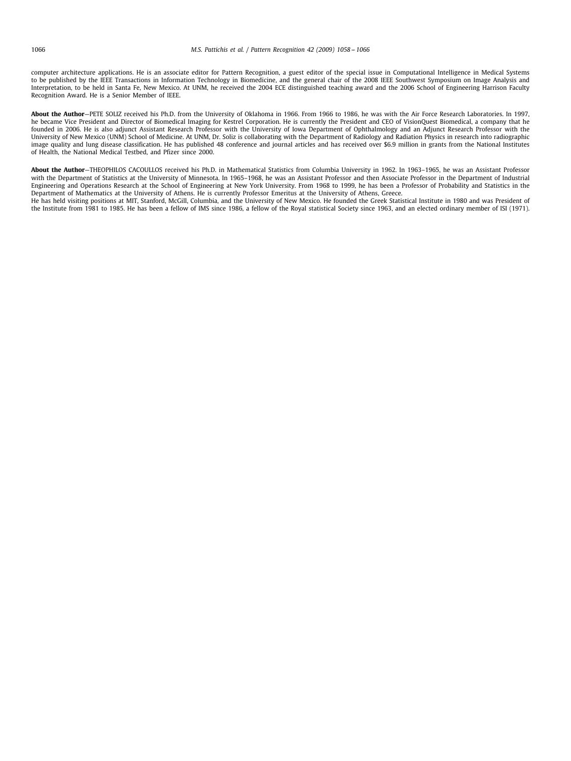computer architecture applications. He is an associate editor for Pattern Recognition, a guest editor of the special issue in Computational Intelligence in Medical Systems to be published by the IEEE Transactions in Information Technology in Biomedicine, and the general chair of the 2008 IEEE Southwest Symposium on Image Analysis and Interpretation, to be held in Santa Fe, New Mexico. At UNM, he received the 2004 ECE distinguished teaching award and the 2006 School of Engineering Harrison Faculty Recognition Award. He is a Senior Member of IEEE.

**About the Author**—PETE SOLIZ received his Ph.D. from the University of Oklahoma in 1966. From 1966 to 1986, he was with the Air Force Research Laboratories. In 1997, he became Vice President and Director of Biomedical Imaging for Kestrel Corporation. He is currently the President and CEO of VisionQuest Biomedical, a company that he founded in 2006. He is also adjunct Assistant Research Professor with the University of Iowa Department of Ophthalmology and an Adjunct Research Professor with the University of New Mexico (UNM) School of Medicine. At UNM, Dr. Soliz is collaborating with the Department of Radiology and Radiation Physics in research into radiographic image quality and lung disease classification. He has published 48 conference and journal articles and has received over $6.9 million in grants from the National Institutes of Health, the National Medical Testbed, and Pfizer since 2000.

**About the Author**—THEOPHILOS CACOULLOS received his Ph.D. in Mathematical Statistics from Columbia University in 1962. In 1963–1965, he was an Assistant Professor with the Department of Statistics at the University of Minnesota. In 1965–1968, he was an Assistant Professor and then Associate Professor in the Department of Industrial Engineering and Operations Research at the School of Engineering at New York University. From 1968 to 1999, he has been a Professor of Probability and Statistics in the Department of Mathematics at the University of Athens. He is currently Professor Emeritus at the University of Athens, Greece.
He has held visiting positions at MIT, Stanford, McGill, Columbia, and the University of New Mexico. He founded the Greek Statistical Institute in 1980 and was President of the Institute from 1981 to 1985. He has been a fellow of IMS since 1986, a fellow of the Royal statistical Society since 1963, and an elected ordinary member of ISI (1971).